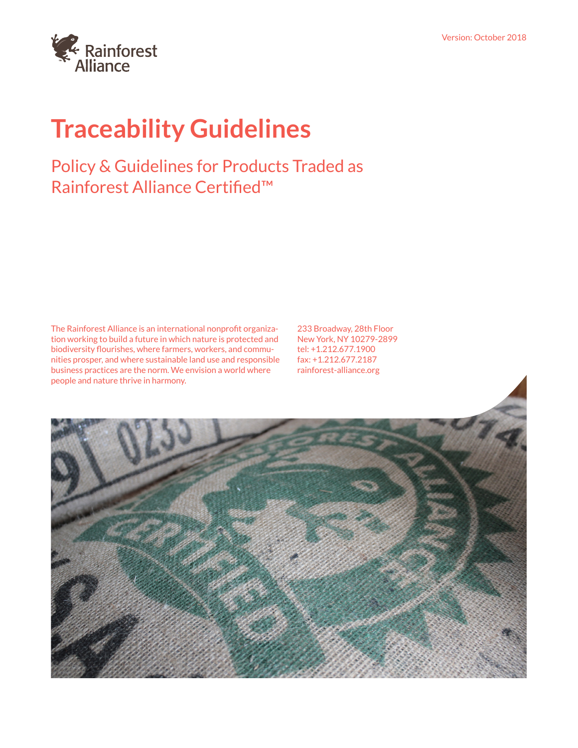Version: October 2018

Rainforest Alliance

# Traceability Guidelines

## Policy & Guidelines for Products Traded as Rainforest Alliance Certified™

The Rainforest Alliance is an international nonprofit organization working to build a future in which nature is protected and biodiversity flourishes, where farmers, workers, and communities prosper, and where sustainable land use and responsible business practices are the norm. We envision a world where people and nature thrive in harmony.

233 Broadway, 28th Floor
New York, NY 10279-2899
tel: +1.212.677.1900
fax: +1.212.677.2187
rainforest-alliance.org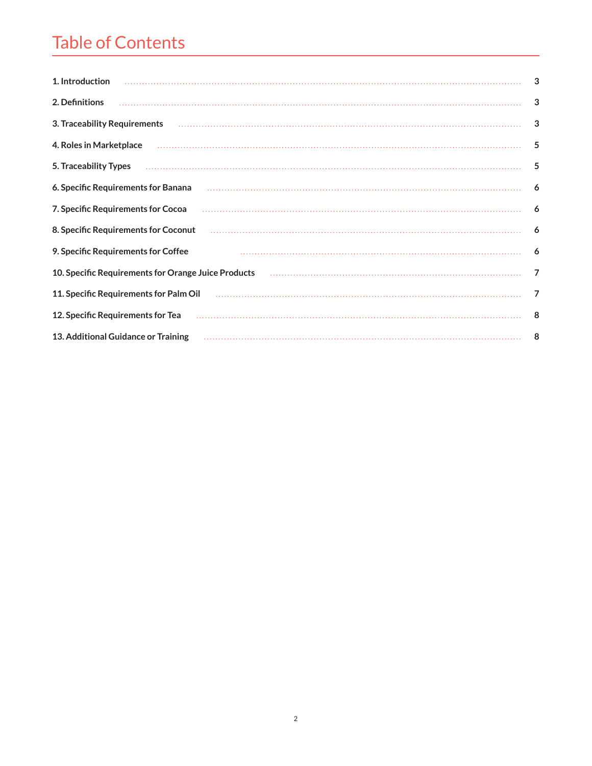# Table of Contents

| | |
|---|---|
| **1. Introduction** | **3** |
| **2. Definitions** | **3** |
| **3. Traceability Requirements** | **3** |
| **4. Roles in Marketplace** | **5** |
| **5. Traceability Types** | **5** |
| **6. Specific Requirements for Banana** | **6** |
| **7. Specific Requirements for Cocoa** | **6** |
| **8. Specific Requirements for Coconut** | **6** |
| **9. Specific Requirements for Coffee** | **6** |
| **10. Specific Requirements for Orange Juice Products** | **7** |
| **11. Specific Requirements for Palm Oil** | **7** |
| **12. Specific Requirements for Tea** | **8** |
| **13. Additional Guidance or Training** | **8** |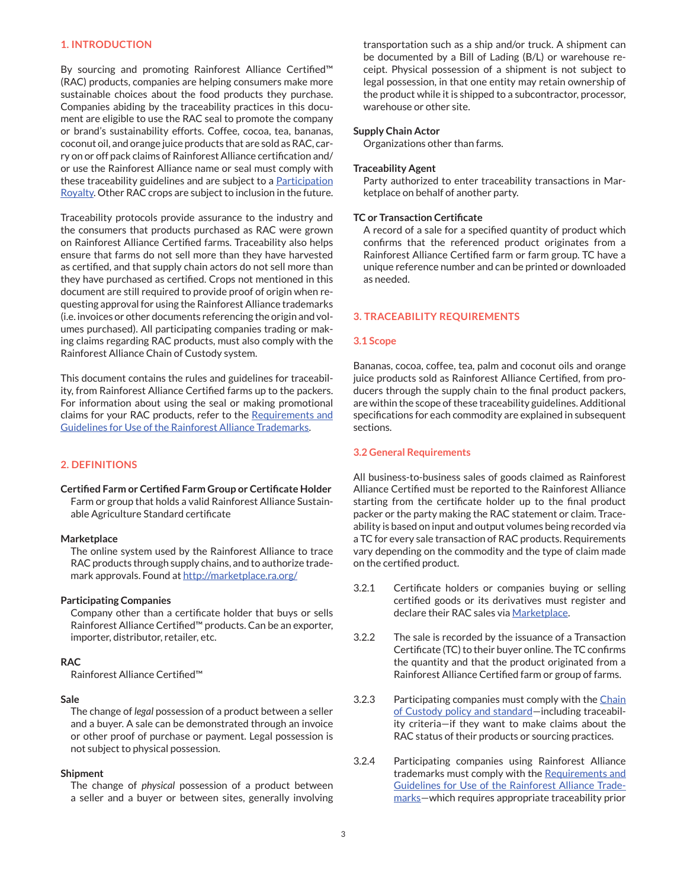## 1. INTRODUCTION

By sourcing and promoting Rainforest Alliance Certified™ (RAC) products, companies are helping consumers make more sustainable choices about the food products they purchase. Companies abiding by the traceability practices in this document are eligible to use the RAC seal to promote the company or brand's sustainability efforts. Coffee, cocoa, tea, bananas, coconut oil, and orange juice products that are sold as RAC, carry on or off pack claims of Rainforest Alliance certification and/or use the Rainforest Alliance name or seal must comply with these traceability guidelines and are subject to a [Participation Royalty](). Other RAC crops are subject to inclusion in the future.

Traceability protocols provide assurance to the industry and the consumers that products purchased as RAC were grown on Rainforest Alliance Certified farms. Traceability also helps ensure that farms do not sell more than they have harvested as certified, and that supply chain actors do not sell more than they have purchased as certified. Crops not mentioned in this document are still required to provide proof of origin when requesting approval for using the Rainforest Alliance trademarks (i.e. invoices or other documents referencing the origin and volumes purchased). All participating companies trading or making claims regarding RAC products, must also comply with the Rainforest Alliance Chain of Custody system.

This document contains the rules and guidelines for traceability, from Rainforest Alliance Certified farms up to the packers. For information about using the seal or making promotional claims for your RAC products, refer to the [Requirements and Guidelines for Use of the Rainforest Alliance Trademarks]().

## 2. DEFINITIONS

**Certified Farm or Certified Farm Group or Certificate Holder**
Farm or group that holds a valid Rainforest Alliance Sustainable Agriculture Standard certificate

**Marketplace**
The online system used by the Rainforest Alliance to trace RAC products through supply chains, and to authorize trademark approvals. Found at http://marketplace.ra.org/

**Participating Companies**
Company other than a certificate holder that buys or sells Rainforest Alliance Certified™ products. Can be an exporter, importer, distributor, retailer, etc.

**RAC**
Rainforest Alliance Certified™

**Sale**
The change of *legal* possession of a product between a seller and a buyer. A sale can be demonstrated through an invoice or other proof of purchase or payment. Legal possession is not subject to physical possession.

**Shipment**
The change of *physical* possession of a product between a seller and a buyer or between sites, generally involving transportation such as a ship and/or truck. A shipment can be documented by a Bill of Lading (B/L) or warehouse receipt. Physical possession of a shipment is not subject to legal possession, in that one entity may retain ownership of the product while it is shipped to a subcontractor, processor, warehouse or other site.

**Supply Chain Actor**
Organizations other than farms.

**Traceability Agent**
Party authorized to enter traceability transactions in Marketplace on behalf of another party.

**TC or Transaction Certificate**
A record of a sale for a specified quantity of product which confirms that the referenced product originates from a Rainforest Alliance Certified farm or farm group. TC have a unique reference number and can be printed or downloaded as needed.

## 3. TRACEABILITY REQUIREMENTS

### 3.1 Scope

Bananas, cocoa, coffee, tea, palm and coconut oils and orange juice products sold as Rainforest Alliance Certified, from producers through the supply chain to the final product packers, are within the scope of these traceability guidelines. Additional specifications for each commodity are explained in subsequent sections.

### 3.2 General Requirements

All business-to-business sales of goods claimed as Rainforest Alliance Certified must be reported to the Rainforest Alliance starting from the certificate holder up to the final product packer or the party making the RAC statement or claim. Traceability is based on input and output volumes being recorded via a TC for every sale transaction of RAC products. Requirements vary depending on the commodity and the type of claim made on the certified product.

3.2.1 Certificate holders or companies buying or selling certified goods or its derivatives must register and declare their RAC sales via [Marketplace]().

3.2.2 The sale is recorded by the issuance of a Transaction Certificate (TC) to their buyer online. The TC confirms the quantity and that the product originated from a Rainforest Alliance Certified farm or group of farms.

3.2.3 Participating companies must comply with the [Chain of Custody policy and standard]()—including traceability criteria—if they want to make claims about the RAC status of their products or sourcing practices.

3.2.4 Participating companies using Rainforest Alliance trademarks must comply with the [Requirements and Guidelines for Use of the Rainforest Alliance Trademarks]()—which requires appropriate traceability prior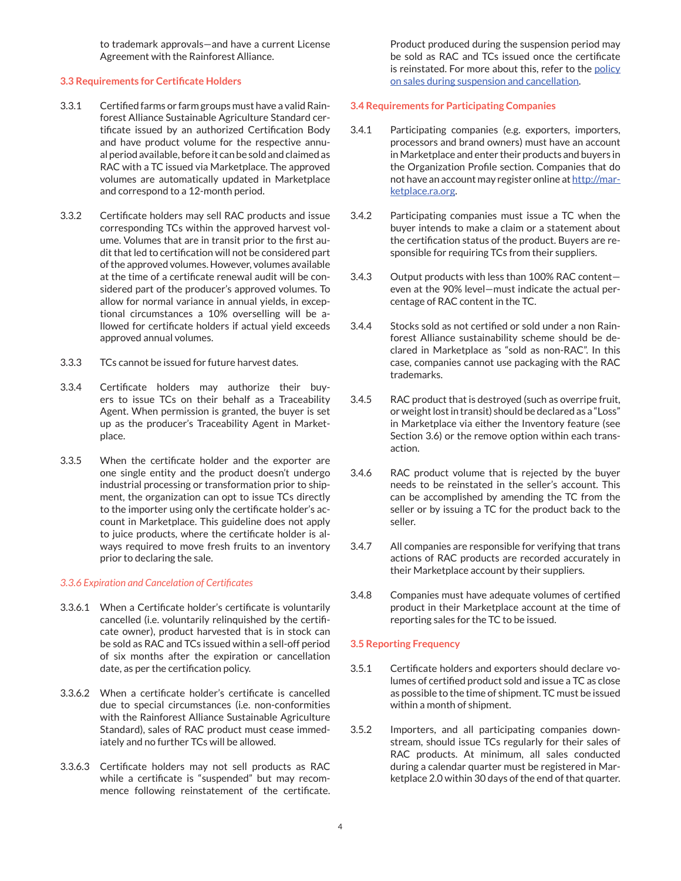to trademark approvals—and have a current License Agreement with the Rainforest Alliance.

## 3.3 Requirements for Certificate Holders

3.3.1 Certified farms or farm groups must have a valid Rainforest Alliance Sustainable Agriculture Standard certificate issued by an authorized Certification Body and have product volume for the respective annual period available, before it can be sold and claimed as RAC with a TC issued via Marketplace. The approved volumes are automatically updated in Marketplace and correspond to a 12-month period.

3.3.2 Certificate holders may sell RAC products and issue corresponding TCs within the approved harvest volume. Volumes that are in transit prior to the first audit that led to certification will not be considered part of the approved volumes. However, volumes available at the time of a certificate renewal audit will be considered part of the producer's approved volumes. To allow for normal variance in annual yields, in exceptional circumstances a 10% overselling will be allowed for certificate holders if actual yield exceeds approved annual volumes.

3.3.3 TCs cannot be issued for future harvest dates.

3.3.4 Certificate holders may authorize their buyers to issue TCs on their behalf as a Traceability Agent. When permission is granted, the buyer is set up as the producer's Traceability Agent in Marketplace.

3.3.5 When the certificate holder and the exporter are one single entity and the product doesn't undergo industrial processing or transformation prior to shipment, the organization can opt to issue TCs directly to the importer using only the certificate holder's account in Marketplace. This guideline does not apply to juice products, where the certificate holder is always required to move fresh fruits to an inventory prior to declaring the sale.

### *3.3.6 Expiration and Cancelation of Certificates*

3.3.6.1 When a Certificate holder's certificate is voluntarily cancelled (i.e. voluntarily relinquished by the certificate owner), product harvested that is in stock can be sold as RAC and TCs issued within a sell-off period of six months after the expiration or cancellation date, as per the certification policy.

3.3.6.2 When a certificate holder's certificate is cancelled due to special circumstances (i.e. non-conformities with the Rainforest Alliance Sustainable Agriculture Standard), sales of RAC product must cease immediately and no further TCs will be allowed.

3.3.6.3 Certificate holders may not sell products as RAC while a certificate is "suspended" but may recommence following reinstatement of the certificate. Product produced during the suspension period may be sold as RAC and TCs issued once the certificate is reinstated. For more about this, refer to the policy on sales during suspension and cancellation.

## 3.4 Requirements for Participating Companies

3.4.1 Participating companies (e.g. exporters, importers, processors and brand owners) must have an account in Marketplace and enter their products and buyers in the Organization Profile section. Companies that do not have an account may register online at http://marketplace.ra.org.

3.4.2 Participating companies must issue a TC when the buyer intends to make a claim or a statement about the certification status of the product. Buyers are responsible for requiring TCs from their suppliers.

3.4.3 Output products with less than 100% RAC content—even at the 90% level—must indicate the actual percentage of RAC content in the TC.

3.4.4 Stocks sold as not certified or sold under a non Rainforest Alliance sustainability scheme should be declared in Marketplace as "sold as non-RAC". In this case, companies cannot use packaging with the RAC trademarks.

3.4.5 RAC product that is destroyed (such as overripe fruit, or weight lost in transit) should be declared as a "Loss" in Marketplace via either the Inventory feature (see Section 3.6) or the remove option within each transaction.

3.4.6 RAC product volume that is rejected by the buyer needs to be reinstated in the seller's account. This can be accomplished by amending the TC from the seller or by issuing a TC for the product back to the seller.

3.4.7 All companies are responsible for verifying that transactions of RAC products are recorded accurately in their Marketplace account by their suppliers.

3.4.8 Companies must have adequate volumes of certified product in their Marketplace account at the time of reporting sales for the TC to be issued.

## 3.5 Reporting Frequency

3.5.1 Certificate holders and exporters should declare volumes of certified product sold and issue a TC as close as possible to the time of shipment. TC must be issued within a month of shipment.

3.5.2 Importers, and all participating companies downstream, should issue TCs regularly for their sales of RAC products. At minimum, all sales conducted during a calendar quarter must be registered in Marketplace 2.0 within 30 days of the end of that quarter.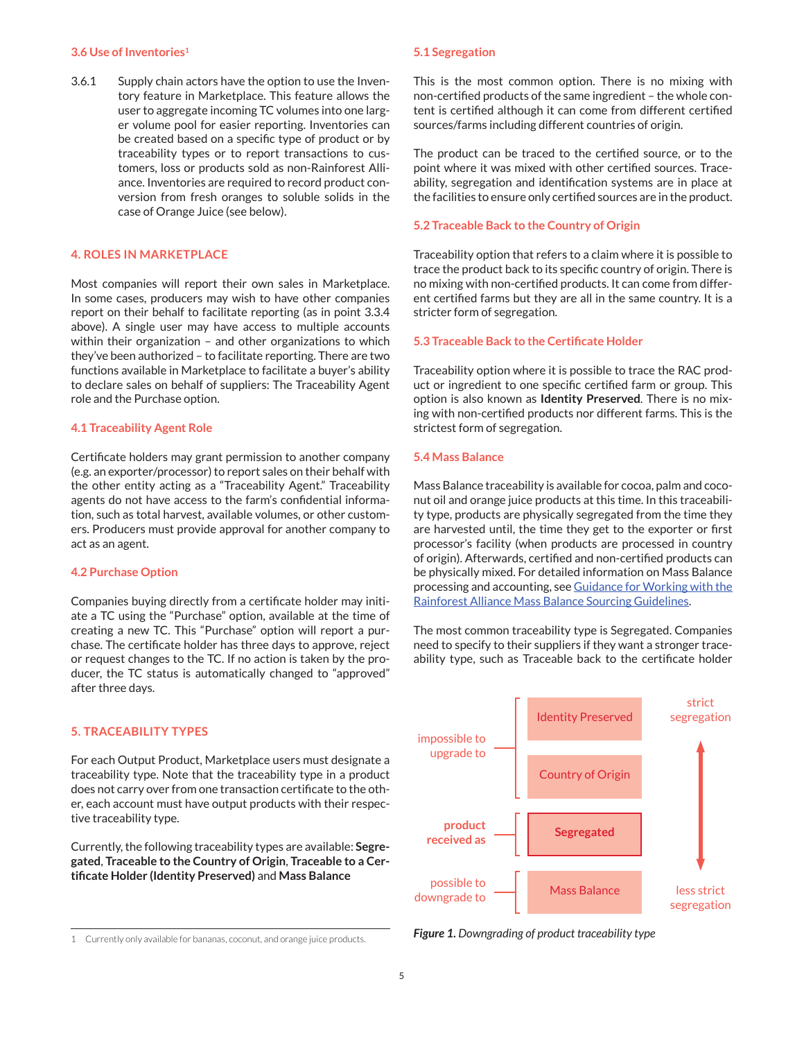### 3.6 Use of Inventories[1]

3.6.1 Supply chain actors have the option to use the Inventory feature in Marketplace. This feature allows the user to aggregate incoming TC volumes into one larger volume pool for easier reporting. Inventories can be created based on a specific type of product or by traceability types or to report transactions to customers, loss or products sold as non-Rainforest Alliance. Inventories are required to record product conversion from fresh oranges to soluble solids in the case of Orange Juice (see below).

## 4. ROLES IN MARKETPLACE

Most companies will report their own sales in Marketplace. In some cases, producers may wish to have other companies report on their behalf to facilitate reporting (as in point 3.3.4 above). A single user may have access to multiple accounts within their organization – and other organizations to which they've been authorized – to facilitate reporting. There are two functions available in Marketplace to facilitate a buyer's ability to declare sales on behalf of suppliers: The Traceability Agent role and the Purchase option.

### 4.1 Traceability Agent Role

Certificate holders may grant permission to another company (e.g. an exporter/processor) to report sales on their behalf with the other entity acting as a "Traceability Agent." Traceability agents do not have access to the farm's confidential information, such as total harvest, available volumes, or other customers. Producers must provide approval for another company to act as an agent.

### 4.2 Purchase Option

Companies buying directly from a certificate holder may initiate a TC using the "Purchase" option, available at the time of creating a new TC. This "Purchase" option will report a purchase. The certificate holder has three days to approve, reject or request changes to the TC. If no action is taken by the producer, the TC status is automatically changed to "approved" after three days.

## 5. TRACEABILITY TYPES

For each Output Product, Marketplace users must designate a traceability type. Note that the traceability type in a product does not carry over from one transaction certificate to the other, each account must have output products with their respective traceability type.

Currently, the following traceability types are available: **Segregated**, **Traceable to the Country of Origin**, **Traceable to a Certificate Holder (Identity Preserved)** and **Mass Balance**

[1] Currently only available for bananas, coconut, and orange juice products.

### 5.1 Segregation

This is the most common option. There is no mixing with non-certified products of the same ingredient – the whole content is certified although it can come from different certified sources/farms including different countries of origin.

The product can be traced to the certified source, or to the point where it was mixed with other certified sources. Traceability, segregation and identification systems are in place at the facilities to ensure only certified sources are in the product.

### 5.2 Traceable Back to the Country of Origin

Traceability option that refers to a claim where it is possible to trace the product back to its specific country of origin. There is no mixing with non-certified products. It can come from different certified farms but they are all in the same country. It is a stricter form of segregation.

### 5.3 Traceable Back to the Certificate Holder

Traceability option where it is possible to trace the RAC product or ingredient to one specific certified farm or group. This option is also known as **Identity Preserved**. There is no mixing with non-certified products nor different farms. This is the strictest form of segregation.

### 5.4 Mass Balance

Mass Balance traceability is available for cocoa, palm and coconut oil and orange juice products at this time. In this traceability type, products are physically segregated from the time they are harvested until, the time they get to the exporter or first processor's facility (when products are processed in country of origin). Afterwards, certified and non-certified products can be physically mixed. For detailed information on Mass Balance processing and accounting, see [Guidance for Working with the Rainforest Alliance Mass Balance Sourcing Guidelines](#).

The most common traceability type is Segregated. Companies need to specify to their suppliers if they want a stronger traceability type, such as Traceable back to the certificate holder

| | | |
|---|---|---|
| impossible to upgrade to | Identity Preserved | strict segregation |
| | Country of Origin | ↕ |
| **product received as** | **Segregated** | |
| possible to downgrade to | Mass Balance | less strict segregation |

***Figure 1.*** *Downgrading of product traceability type*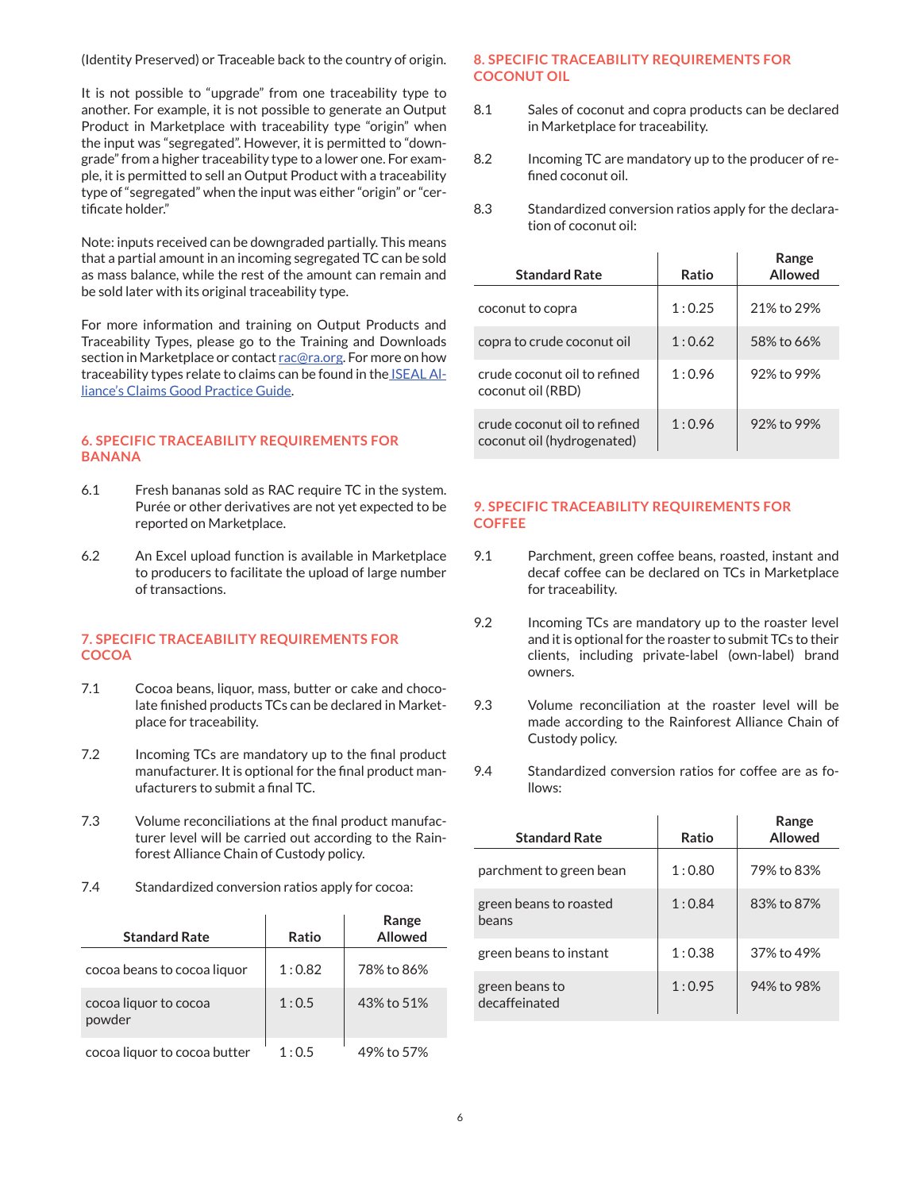(Identity Preserved) or Traceable back to the country of origin.

It is not possible to "upgrade" from one traceability type to another. For example, it is not possible to generate an Output Product in Marketplace with traceability type "origin" when the input was "segregated". However, it is permitted to "downgrade" from a higher traceability type to a lower one. For example, it is permitted to sell an Output Product with a traceability type of "segregated" when the input was either "origin" or "certificate holder."

Note: inputs received can be downgraded partially. This means that a partial amount in an incoming segregated TC can be sold as mass balance, while the rest of the amount can remain and be sold later with its original traceability type.

For more information and training on Output Products and Traceability Types, please go to the Training and Downloads section in Marketplace or contact rac@ra.org. For more on how traceability types relate to claims can be found in the ISEAL Alliance's Claims Good Practice Guide.

## 6. SPECIFIC TRACEABILITY REQUIREMENTS FOR BANANA

6.1 Fresh bananas sold as RAC require TC in the system. Purée or other derivatives are not yet expected to be reported on Marketplace.

6.2 An Excel upload function is available in Marketplace to producers to facilitate the upload of large number of transactions.

## 7. SPECIFIC TRACEABILITY REQUIREMENTS FOR COCOA

7.1 Cocoa beans, liquor, mass, butter or cake and chocolate finished products TCs can be declared in Marketplace for traceability.

7.2 Incoming TCs are mandatory up to the final product manufacturer. It is optional for the final product manufacturers to submit a final TC.

7.3 Volume reconciliations at the final product manufacturer level will be carried out according to the Rainforest Alliance Chain of Custody policy.

7.4 Standardized conversion ratios apply for cocoa:

| Standard Rate | Ratio | Range Allowed |
|---|---|---|
| cocoa beans to cocoa liquor | 1 : 0.82 | 78% to 86% |
| cocoa liquor to cocoa powder | 1 : 0.5 | 43% to 51% |
| cocoa liquor to cocoa butter | 1 : 0.5 | 49% to 57% |

## 8. SPECIFIC TRACEABILITY REQUIREMENTS FOR COCONUT OIL

8.1 Sales of coconut and copra products can be declared in Marketplace for traceability.

8.2 Incoming TC are mandatory up to the producer of refined coconut oil.

8.3 Standardized conversion ratios apply for the declaration of coconut oil:

| Standard Rate | Ratio | Range Allowed |
|---|---|---|
| coconut to copra | 1 : 0.25 | 21% to 29% |
| copra to crude coconut oil | 1 : 0.62 | 58% to 66% |
| crude coconut oil to refined coconut oil (RBD) | 1 : 0.96 | 92% to 99% |
| crude coconut oil to refined coconut oil (hydrogenated) | 1 : 0.96 | 92% to 99% |

## 9. SPECIFIC TRACEABILITY REQUIREMENTS FOR COFFEE

9.1 Parchment, green coffee beans, roasted, instant and decaf coffee can be declared on TCs in Marketplace for traceability.

9.2 Incoming TCs are mandatory up to the roaster level and it is optional for the roaster to submit TCs to their clients, including private-label (own-label) brand owners.

9.3 Volume reconciliation at the roaster level will be made according to the Rainforest Alliance Chain of Custody policy.

9.4 Standardized conversion ratios for coffee are as follows:

| Standard Rate | Ratio | Range Allowed |
|---|---|---|
| parchment to green bean | 1 : 0.80 | 79% to 83% |
| green beans to roasted beans | 1 : 0.84 | 83% to 87% |
| green beans to instant | 1 : 0.38 | 37% to 49% |
| green beans to decaffeinated | 1 : 0.95 | 94% to 98% |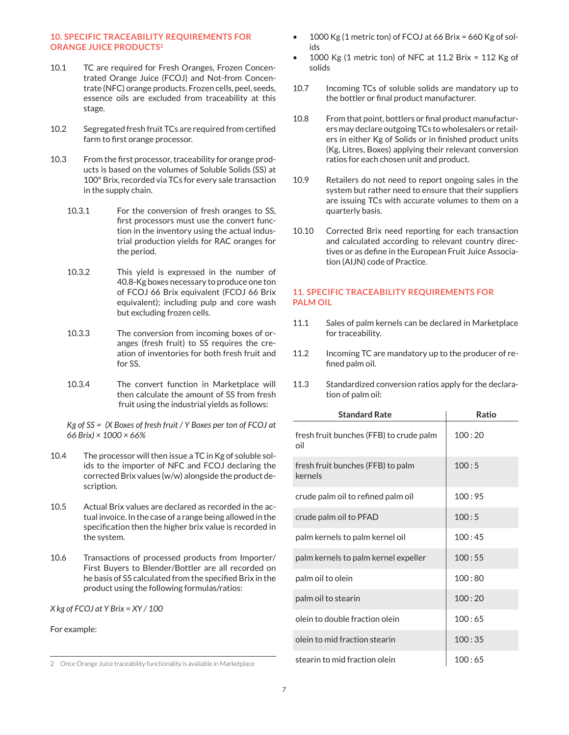## 10. SPECIFIC TRACEABILITY REQUIREMENTS FOR ORANGE JUICE PRODUCTS[2]

10.1 TC are required for Fresh Oranges, Frozen Concentrated Orange Juice (FCOJ) and Not-from Concentrate (NFC) orange products. Frozen cells, peel, seeds, essence oils are excluded from traceability at this stage.

10.2 Segregated fresh fruit TCs are required from certified farm to first orange processor.

10.3 From the first processor, traceability for orange products is based on the volumes of Soluble Solids (SS) at 100° Brix, recorded via TCs for every sale transaction in the supply chain.

10.3.1 For the conversion of fresh oranges to SS, first processors must use the convert function in the inventory using the actual industrial production yields for RAC oranges for the period.

10.3.2 This yield is expressed in the number of 40.8-Kg boxes necessary to produce one ton of FCOJ 66 Brix equivalent (FCOJ 66 Brix equivalent); including pulp and core wash but excluding frozen cells.

10.3.3 The conversion from incoming boxes of oranges (fresh fruit) to SS requires the creation of inventories for both fresh fruit and for SS.

10.3.4 The convert function in Marketplace will then calculate the amount of SS from fresh fruit using the industrial yields as follows:

*Kg of SS = (X Boxes of fresh fruit / Y Boxes per ton of FCOJ at 66 Brix) × 1000 × 66%*

10.4 The processor will then issue a TC in Kg of soluble solids to the importer of NFC and FCOJ declaring the corrected Brix values (w/w) alongside the product description.

10.5 Actual Brix values are declared as recorded in the actual invoice. In the case of a range being allowed in the specification then the higher brix value is recorded in the system.

10.6 Transactions of processed products from Importer/ First Buyers to Blender/Bottler are all recorded on he basis of SS calculated from the specified Brix in the product using the following formulas/ratios:

*X kg of FCOJ at Y Brix = XY / 100*

For example:

- 1000 Kg (1 metric ton) of FCOJ at 66 Brix = 660 Kg of solids
- 1000 Kg (1 metric ton) of NFC at 11.2 Brix = 112 Kg of solids

10.7 Incoming TCs of soluble solids are mandatory up to the bottler or final product manufacturer.

10.8 From that point, bottlers or final product manufacturers may declare outgoing TCs to wholesalers or retailers in either Kg of Solids or in finished product units (Kg, Litres, Boxes) applying their relevant conversion ratios for each chosen unit and product.

10.9 Retailers do not need to report ongoing sales in the system but rather need to ensure that their suppliers are issuing TCs with accurate volumes to them on a quarterly basis.

10.10 Corrected Brix need reporting for each transaction and calculated according to relevant country directives or as define in the European Fruit Juice Association (AIJN) code of Practice.

## 11. SPECIFIC TRACEABILITY REQUIREMENTS FOR PALM OIL

11.1 Sales of palm kernels can be declared in Marketplace for traceability.

11.2 Incoming TC are mandatory up to the producer of refined palm oil.

11.3 Standardized conversion ratios apply for the declaration of palm oil:

| Standard Rate | Ratio |
|---|---|
| fresh fruit bunches (FFB) to crude palm oil | 100 : 20 |
| fresh fruit bunches (FFB) to palm kernels | 100 : 5 |
| crude palm oil to refined palm oil | 100 : 95 |
| crude palm oil to PFAD | 100 : 5 |
| palm kernels to palm kernel oil | 100 : 45 |
| palm kernels to palm kernel expeller | 100 : 55 |
| palm oil to olein | 100 : 80 |
| palm oil to stearin | 100 : 20 |
| olein to double fraction olein | 100 : 65 |
| olein to mid fraction stearin | 100 : 35 |
| stearin to mid fraction olein | 100 : 65 |

2 Once Orange Juice traceability functionality is available in Marketplace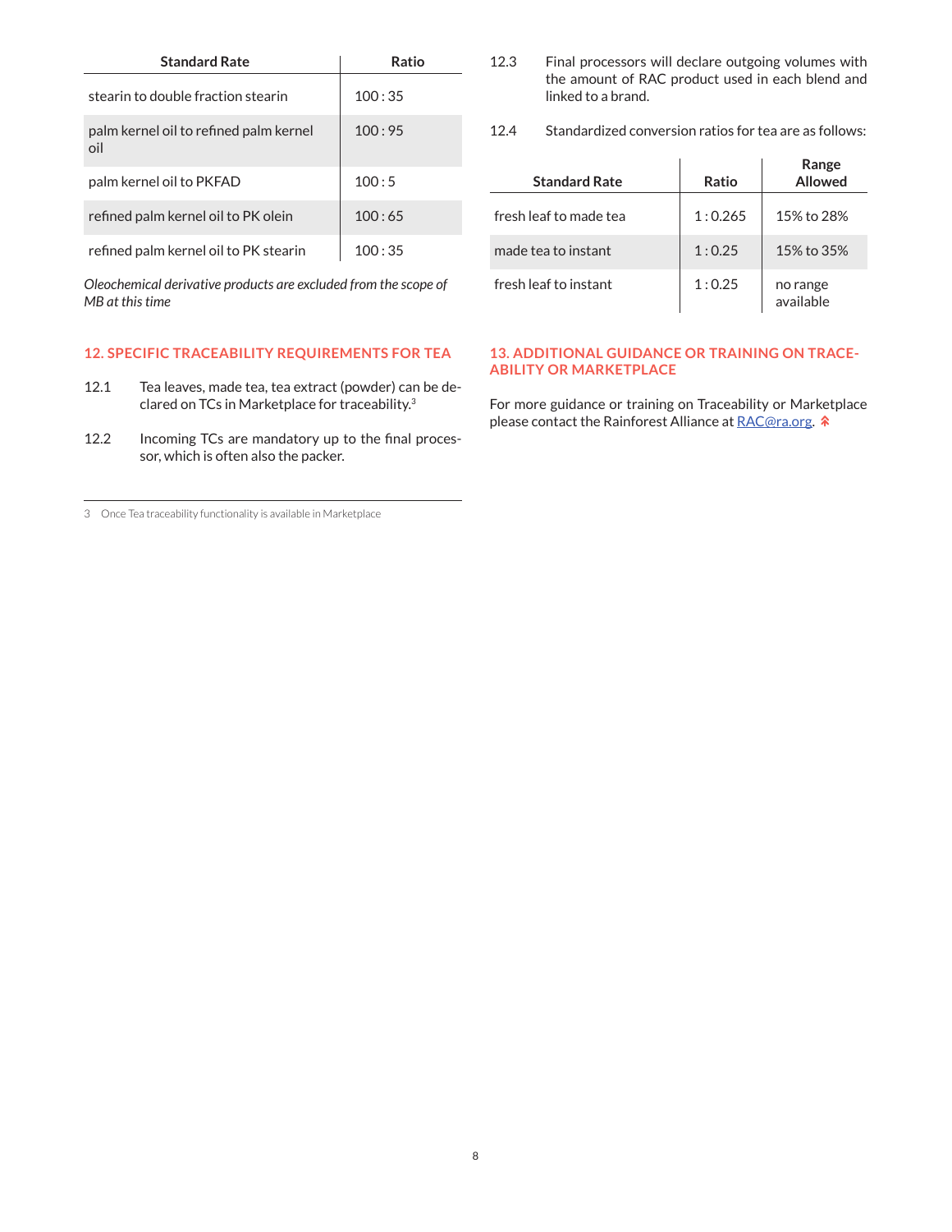| Standard Rate | Ratio |
|---|---|
| stearin to double fraction stearin | 100 : 35 |
| palm kernel oil to refined palm kernel oil | 100 : 95 |
| palm kernel oil to PKFAD | 100 : 5 |
| refined palm kernel oil to PK olein | 100 : 65 |
| refined palm kernel oil to PK stearin | 100 : 35 |

*Oleochemical derivative products are excluded from the scope of MB at this time*

## 12. SPECIFIC TRACEABILITY REQUIREMENTS FOR TEA

12.1 Tea leaves, made tea, tea extract (powder) can be declared on TCs in Marketplace for traceability.[3]

12.2 Incoming TCs are mandatory up to the final processor, which is often also the packer.

12.3 Final processors will declare outgoing volumes with the amount of RAC product used in each blend and linked to a brand.

12.4 Standardized conversion ratios for tea are as follows:

| Standard Rate | Ratio | Range Allowed |
|---|---|---|
| fresh leaf to made tea | 1 : 0.265 | 15% to 28% |
| made tea to instant | 1 : 0.25 | 15% to 35% |
| fresh leaf to instant | 1 : 0.25 | no range available |

## 13. ADDITIONAL GUIDANCE OR TRAINING ON TRACEABILITY OR MARKETPLACE

For more guidance or training on Traceability or Marketplace please contact the Rainforest Alliance at RAC@ra.org.

3 Once Tea traceability functionality is available in Marketplace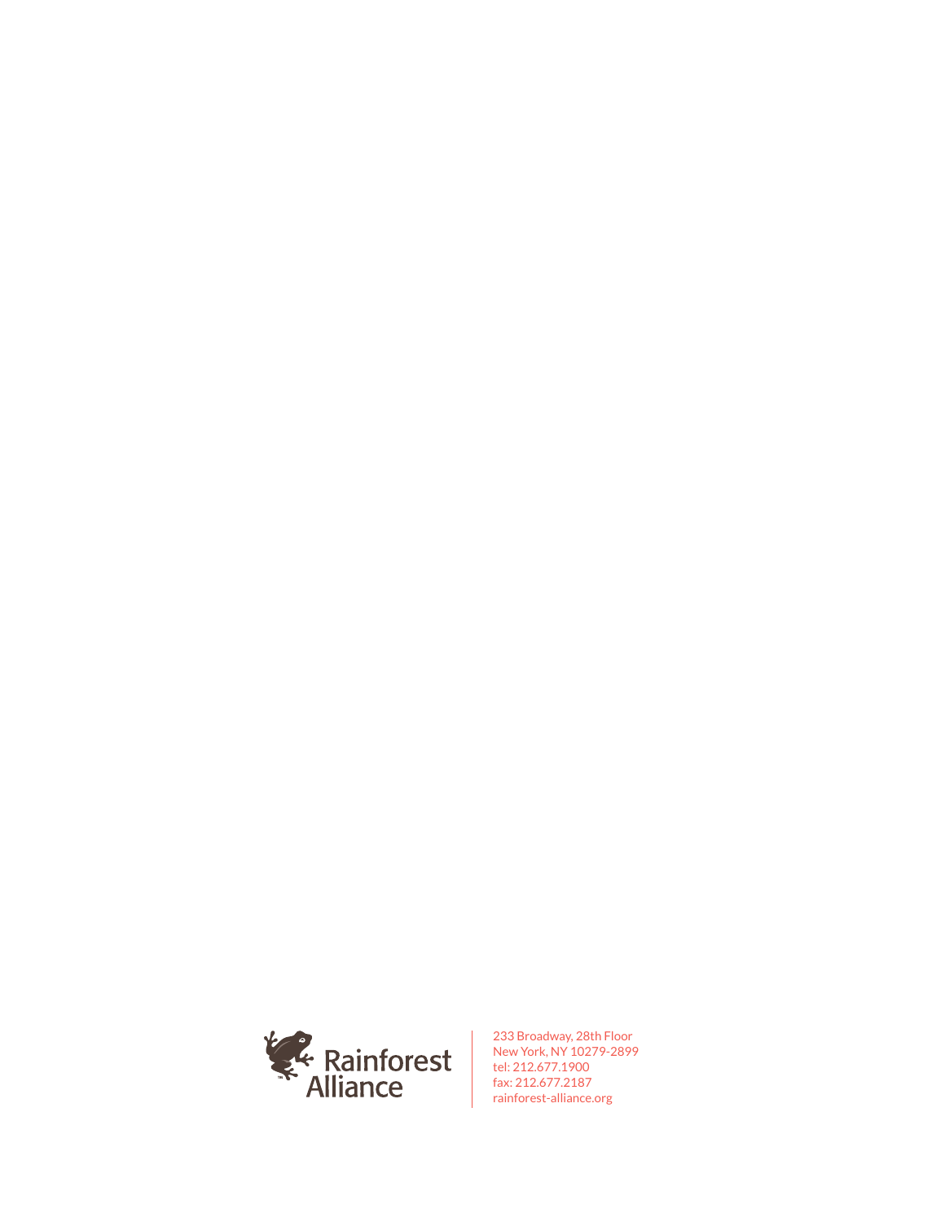Rainforest Alliance

233 Broadway, 28th Floor
New York, NY 10279-2899
tel: 212.677.1900
fax: 212.677.2187
rainforest-alliance.org